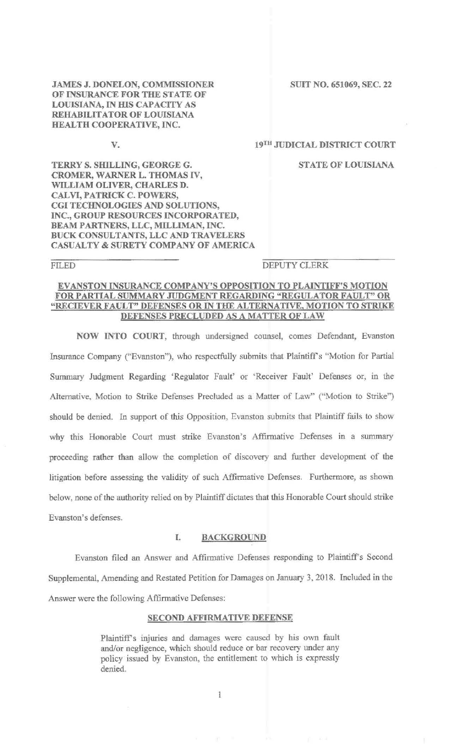JAMES J. DONELON, COMMISSIONER OF INSURANCE FOR THE STATE OF LOUISIANA, IN HIS CAPACITY AS REHABILITATOR OF LOUISIANA HEALTH COOPERATIVE, INC.

SUIT NO. 651069, SEC. 22

V.

19TH JUDICIAL DISTRICT COURT

TERRY S. SHILLING, GEORGE G. CROMER, WARNER L. THOMAS IV, WILLIAM OLIVER, CHARLES D. CALVI, PATRICK C. POWERS, CGI TECHNOLOGIES AND SOLUTIONS, INC., GROUP RESOURCES INCORPORATED, BEAM PARTNERS, LLC, MILLIMAN, INC. BUCK CONSULTANTS, LLC AND TRAVELERS CASUALTY & SURETY COMPANY OF AMERICA

STATE OF LOUISIANA

FILED \_\_\_\_\_\_\_\_\_\_\_\_\_\_\_\_ DEPUTY CLERK \_\_\_\_\_\_\_\_\_\_\_\_\_\_\_\_

## EVANSTON INSURANCE COMPANY'S OPPOSITION TO PLAINTIFF'S MOTION FOR PARTIAL SUMMARY JUDGMENT REGARDING "REGULATOR FAULT" OR "RECIEVER FAULT" DEFENSES OR IN THE ALTERNATIVE, MOTION TO STRIKE DEFENSES PRECLUDED AS A MATTER OF LAW

**NOW INTO COURT**, through undersigned counsel, comes Defendant, Evanston Insurance Company ("Evanston"), who respectfully submits that Plaintiff's "Motion for Partial Summary Judgment Regarding 'Regulator Fault' or 'Receiver Fault' Defenses or, in the Alternative, Motion to Strike Defenses Precluded as a Matter of Law" ("Motion to Strike") should be denied. In support of this Opposition, Evanston submits that Plaintiff fails to show why this Honorable Court must strike Evanston's Affirmative Defenses in a summary proceeding rather than allow the completion of discovery and further development of the litigation before assessing the validity of such Affirmative Defenses. Furthermore, as shown below, none of the authority relied on by Plaintiff dictates that this Honorable Court should strike Evanston's defenses.

## I. BACKGROUND

Evanston filed an Answer and Affirmative Defenses responding to Plaintiff's Second Supplemental, Amending and Restated Petition for Damages on January 3, 2018. Included in the Answer were the following Affirmative Defenses:

### SECOND AFFIRMATIVE DEFENSE

> Plaintiff's injuries and damages were caused by his own fault and/or negligence, which should reduce or bar recovery under any policy issued by Evanston, the entitlement to which is expressly denied.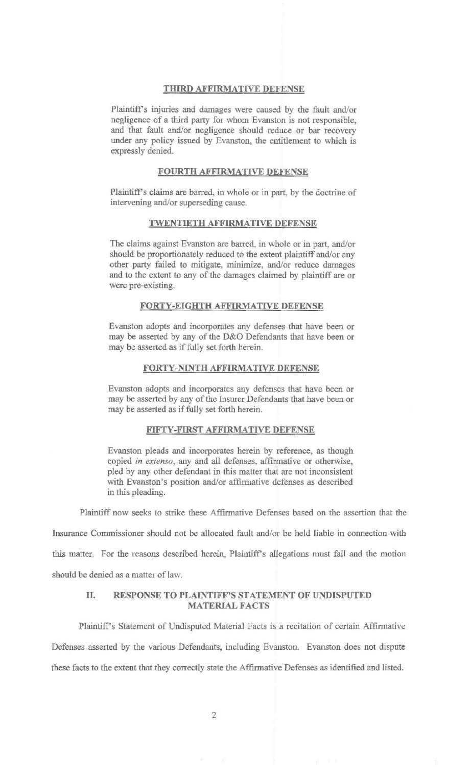**THIRD AFFIRMATIVE DEFENSE**

> Plaintiff's injuries and damages were caused by the fault and/or negligence of a third party for whom Evanston is not responsible, and that fault and/or negligence should reduce or bar recovery under any policy issued by Evanston, the entitlement to which is expressly denied.

**FOURTH AFFIRMATIVE DEFENSE**

> Plaintiff's claims are barred, in whole or in part, by the doctrine of intervening and/or superseding cause.

**TWENTIETH AFFIRMATIVE DEFENSE**

> The claims against Evanston are barred, in whole or in part, and/or should be proportionately reduced to the extent plaintiff and/or any other party failed to mitigate, minimize, and/or reduce damages and to the extent to any of the damages claimed by plaintiff are or were pre-existing.

**FORTY-EIGHTH AFFIRMATIVE DEFENSE**

> Evanston adopts and incorporates any defenses that have been or may be asserted by any of the D&O Defendants that have been or may be asserted as if fully set forth herein.

**FORTY-NINTH AFFIRMATIVE DEFENSE**

> Evanston adopts and incorporates any defenses that have been or may be asserted by any of the Insurer Defendants that have been or may be asserted as if fully set forth herein.

**FIFTY-FIRST AFFIRMATIVE DEFENSE**

> Evanston pleads and incorporates herein by reference, as though copied *in extenso*, any and all defenses, affirmative or otherwise, pled by any other defendant in this matter that are not inconsistent with Evanston's position and/or affirmative defenses as described in this pleading.

Plaintiff now seeks to strike these Affirmative Defenses based on the assertion that the Insurance Commissioner should not be allocated fault and/or be held liable in connection with this matter. For the reasons described herein, Plaintiff's allegations must fail and the motion should be denied as a matter of law.

## II. RESPONSE TO PLAINTIFF'S STATEMENT OF UNDISPUTED MATERIAL FACTS

Plaintiff's Statement of Undisputed Material Facts is a recitation of certain Affirmative Defenses asserted by the various Defendants, including Evanston. Evanston does not dispute these facts to the extent that they correctly state the Affirmative Defenses as identified and listed.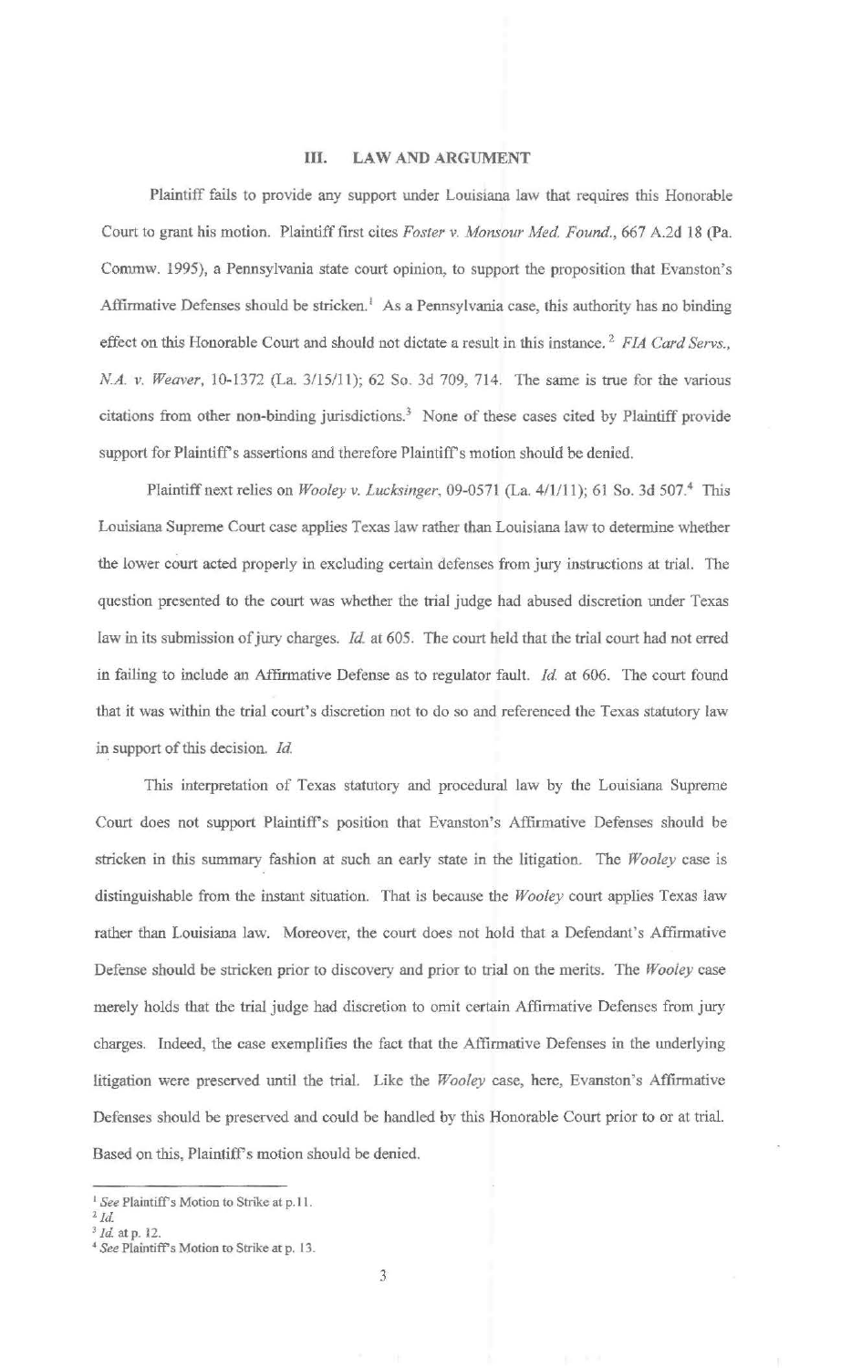## III. LAW AND ARGUMENT

Plaintiff fails to provide any support under Louisiana law that requires this Honorable Court to grant his motion. Plaintiff first cites *Foster v. Monsour Med. Found.*, 667 A.2d 18 (Pa. Commw. 1995), a Pennsylvania state court opinion, to support the proposition that Evanston's Affirmative Defenses should be stricken.[1] As a Pennsylvania case, this authority has no binding effect on this Honorable Court and should not dictate a result in this instance.[2] *FIA Card Servs., N.A. v. Weaver*, 10-1372 (La. 3/15/11); 62 So. 3d 709, 714. The same is true for the various citations from other non-binding jurisdictions.[3] None of these cases cited by Plaintiff provide support for Plaintiff's assertions and therefore Plaintiff's motion should be denied.

Plaintiff next relies on *Wooley v. Lucksinger*, 09-0571 (La. 4/1/11); 61 So. 3d 507.[4] This Louisiana Supreme Court case applies Texas law rather than Louisiana law to determine whether the lower court acted properly in excluding certain defenses from jury instructions at trial. The question presented to the court was whether the trial judge had abused discretion under Texas law in its submission of jury charges. *Id.* at 605. The court held that the trial court had not erred in failing to include an Affirmative Defense as to regulator fault. *Id.* at 606. The court found that it was within the trial court's discretion not to do so and referenced the Texas statutory law in support of this decision. *Id.*

This interpretation of Texas statutory and procedural law by the Louisiana Supreme Court does not support Plaintiff's position that Evanston's Affirmative Defenses should be stricken in this summary fashion at such an early state in the litigation. The *Wooley* case is distinguishable from the instant situation. That is because the *Wooley* court applies Texas law rather than Louisiana law. Moreover, the court does not hold that a Defendant's Affirmative Defense should be stricken prior to discovery and prior to trial on the merits. The *Wooley* case merely holds that the trial judge had discretion to omit certain Affirmative Defenses from jury charges. Indeed, the case exemplifies the fact that the Affirmative Defenses in the underlying litigation were preserved until the trial. Like the *Wooley* case, here, Evanston's Affirmative Defenses should be preserved and could be handled by this Honorable Court prior to or at trial. Based on this, Plaintiff's motion should be denied.

---

[1] *See* Plaintiff's Motion to Strike at p. 11.

[2] *Id.*

[3] *Id.* at p. 12.

[4] *See* Plaintiff's Motion to Strike at p. 13.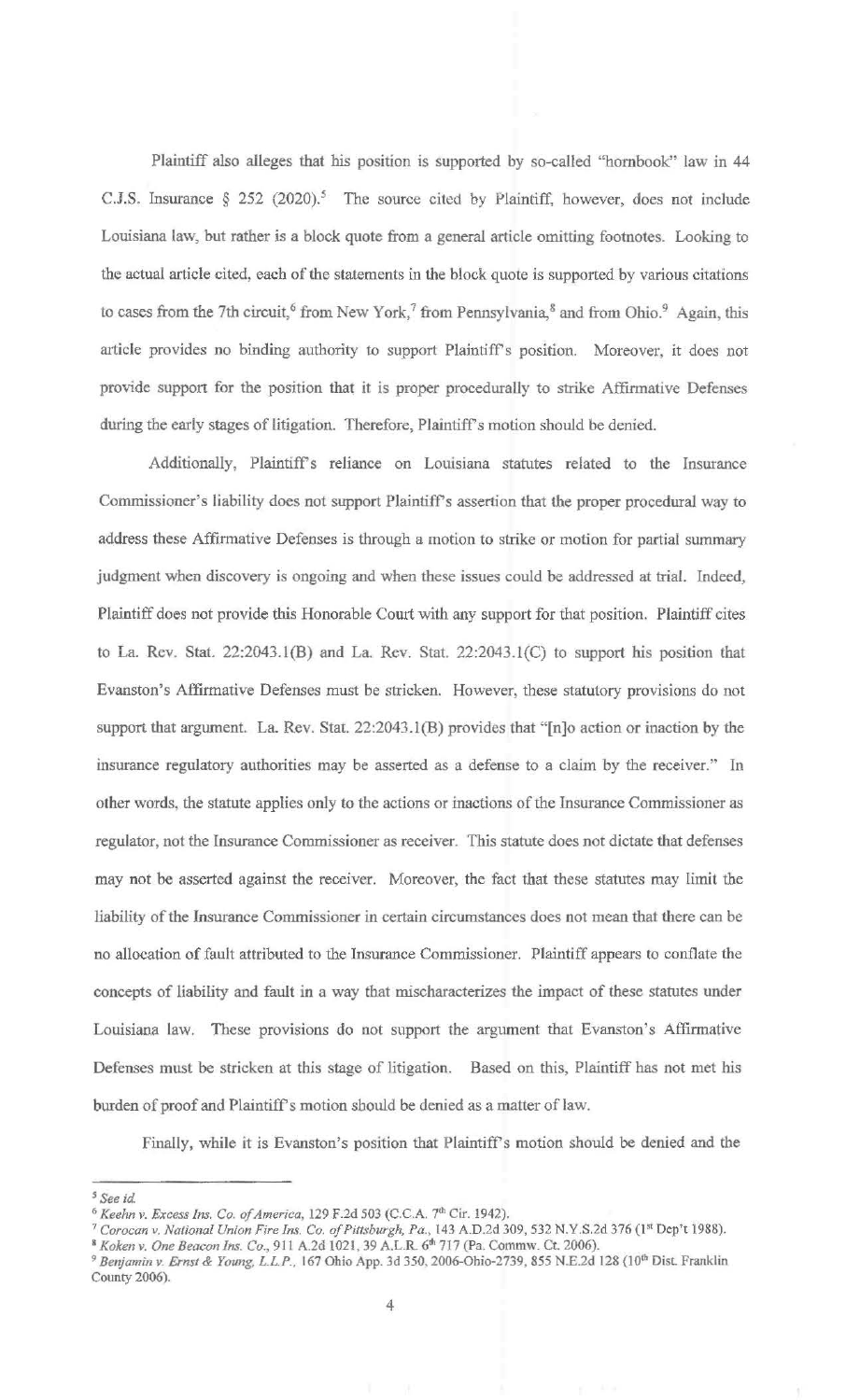Plaintiff also alleges that his position is supported by so-called "hornbook" law in 44 C.J.S. Insurance § 252 (2020).[5] The source cited by Plaintiff, however, does not include Louisiana law, but rather is a block quote from a general article omitting footnotes. Looking to the actual article cited, each of the statements in the block quote is supported by various citations to cases from the 7th circuit,[6] from New York,[7] from Pennsylvania,[8] and from Ohio.[9] Again, this article provides no binding authority to support Plaintiff's position. Moreover, it does not provide support for the position that it is proper procedurally to strike Affirmative Defenses during the early stages of litigation. Therefore, Plaintiff's motion should be denied.

Additionally, Plaintiff's reliance on Louisiana statutes related to the Insurance Commissioner's liability does not support Plaintiff's assertion that the proper procedural way to address these Affirmative Defenses is through a motion to strike or motion for partial summary judgment when discovery is ongoing and when these issues could be addressed at trial. Indeed, Plaintiff does not provide this Honorable Court with any support for that position. Plaintiff cites to La. Rev. Stat. 22:2043.1(B) and La. Rev. Stat. 22:2043.1(C) to support his position that Evanston's Affirmative Defenses must be stricken. However, these statutory provisions do not support that argument. La. Rev. Stat. 22:2043.1(B) provides that "[n]o action or inaction by the insurance regulatory authorities may be asserted as a defense to a claim by the receiver." In other words, the statute applies only to the actions or inactions of the Insurance Commissioner as regulator, not the Insurance Commissioner as receiver. This statute does not dictate that defenses may not be asserted against the receiver. Moreover, the fact that these statutes may limit the liability of the Insurance Commissioner in certain circumstances does not mean that there can be no allocation of fault attributed to the Insurance Commissioner. Plaintiff appears to conflate the concepts of liability and fault in a way that mischaracterizes the impact of these statutes under Louisiana law. These provisions do not support the argument that Evanston's Affirmative Defenses must be stricken at this stage of litigation. Based on this, Plaintiff has not met his burden of proof and Plaintiff's motion should be denied as a matter of law.

Finally, while it is Evanston's position that Plaintiff's motion should be denied and the

---

[5] *See id.*

[6] *Keehn v. Excess Ins. Co. of America*, 129 F.2d 503 (C.C.A. 7th Cir. 1942).

[7] *Corocan v. National Union Fire Ins. Co. of Pittsburgh, Pa.*, 143 A.D.2d 309, 532 N.Y.S.2d 376 (1st Dep't 1988).

[8] *Koken v. One Beacon Ins. Co.*, 911 A.2d 1021, 39 A.L.R. 6th 717 (Pa. Commw. Ct. 2006).

[9] *Benjamin v. Ernst & Young, L.L.P.*, 167 Ohio App. 3d 350, 2006-Ohio-2739, 855 N.E.2d 128 (10th Dist. Franklin County 2006).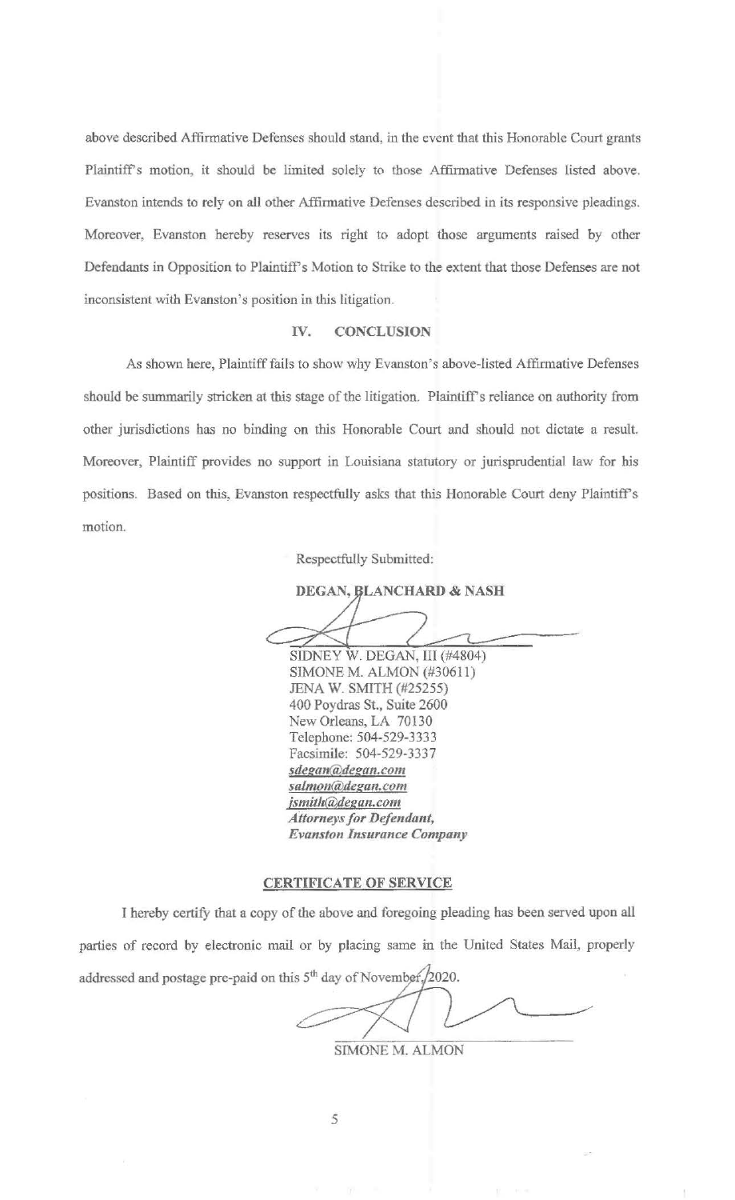above described Affirmative Defenses should stand, in the event that this Honorable Court grants Plaintiff's motion, it should be limited solely to those Affirmative Defenses listed above. Evanston intends to rely on all other Affirmative Defenses described in its responsive pleadings. Moreover, Evanston hereby reserves its right to adopt those arguments raised by other Defendants in Opposition to Plaintiff's Motion to Strike to the extent that those Defenses are not inconsistent with Evanston's position in this litigation.

## IV. CONCLUSION

As shown here, Plaintiff fails to show why Evanston's above-listed Affirmative Defenses should be summarily stricken at this stage of the litigation. Plaintiff's reliance on authority from other jurisdictions has no binding on this Honorable Court and should not dictate a result. Moreover, Plaintiff provides no support in Louisiana statutory or jurisprudential law for his positions. Based on this, Evanston respectfully asks that this Honorable Court deny Plaintiff's motion.

Respectfully Submitted:

**DEGAN, BLANCHARD & NASH**

SIDNEY W. DEGAN, III (#4804)
SIMONE M. ALMON (#30611)
JENA W. SMITH (#25255)
400 Poydras St., Suite 2600
New Orleans, LA 70130
Telephone: 504-529-3333
Facsimile: 504-529-3337
***sdegan@degan.com***
***salmon@degan.com***
***jsmith@degan.com***
***Attorneys for Defendant,***
***Evanston Insurance Company***

## CERTIFICATE OF SERVICE

I hereby certify that a copy of the above and foregoing pleading has been served upon all parties of record by electronic mail or by placing same in the United States Mail, properly addressed and postage pre-paid on this 5th day of November, 2020.

SIMONE M. ALMON